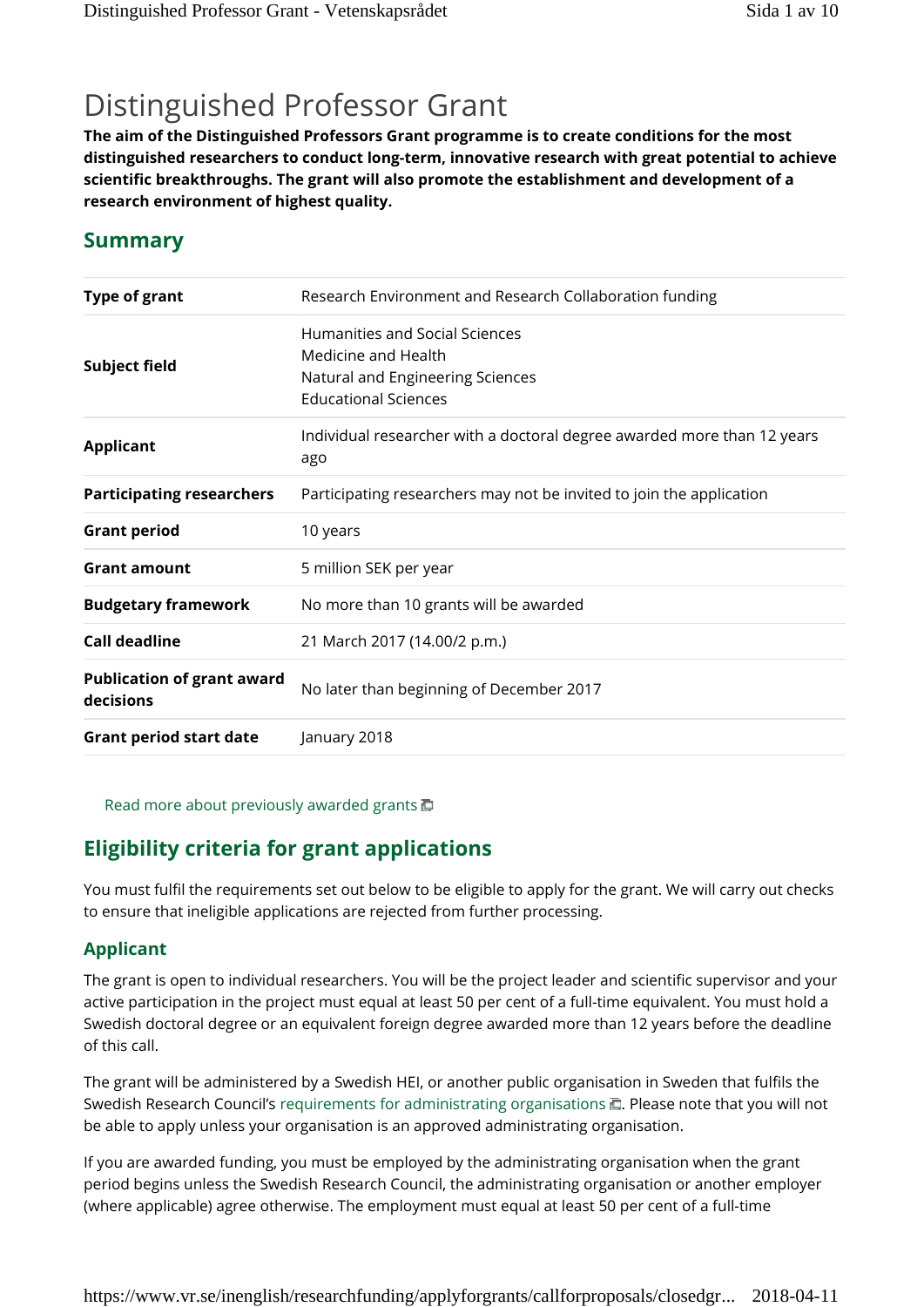# Distinguished Professor Grant

**The aim of the Distinguished Professors Grant programme is to create conditions for the most distinguished researchers to conduct long-term, innovative research with great potential to achieve scientific breakthroughs. The grant will also promote the establishment and development of a research environment of highest quality.**

## Summary

| | |
|---|---|
| **Type of grant** | Research Environment and Research Collaboration funding |
| **Subject field** | Humanities and Social Sciences<br>Medicine and Health<br>Natural and Engineering Sciences<br>Educational Sciences |
| **Applicant** | Individual researcher with a doctoral degree awarded more than 12 years ago |
| **Participating researchers** | Participating researchers may not be invited to join the application |
| **Grant period** | 10 years |
| **Grant amount** | 5 million SEK per year |
| **Budgetary framework** | No more than 10 grants will be awarded |
| **Call deadline** | 21 March 2017 (14.00/2 p.m.) |
| **Publication of grant award decisions** | No later than beginning of December 2017 |
| **Grant period start date** | January 2018 |

Read more about previously awarded grants

## Eligibility criteria for grant applications

You must fulfil the requirements set out below to be eligible to apply for the grant. We will carry out checks to ensure that ineligible applications are rejected from further processing.

### Applicant

The grant is open to individual researchers. You will be the project leader and scientific supervisor and your active participation in the project must equal at least 50 per cent of a full-time equivalent. You must hold a Swedish doctoral degree or an equivalent foreign degree awarded more than 12 years before the deadline of this call.

The grant will be administered by a Swedish HEI, or another public organisation in Sweden that fulfils the Swedish Research Council's requirements for administrating organisations. Please note that you will not be able to apply unless your organisation is an approved administrating organisation.

If you are awarded funding, you must be employed by the administrating organisation when the grant period begins unless the Swedish Research Council, the administrating organisation or another employer (where applicable) agree otherwise. The employment must equal at least 50 per cent of a full-time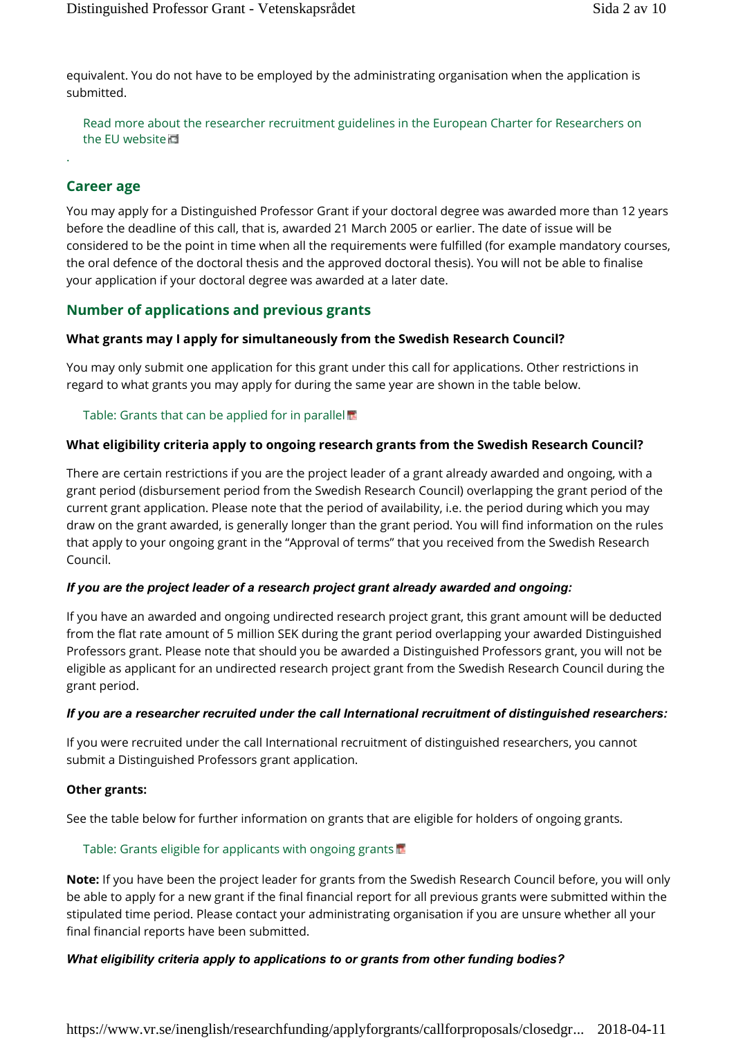equivalent. You do not have to be employed by the administrating organisation when the application is submitted.

Read more about the researcher recruitment guidelines in the European Charter for Researchers on the EU website

.

## Career age

You may apply for a Distinguished Professor Grant if your doctoral degree was awarded more than 12 years before the deadline of this call, that is, awarded 21 March 2005 or earlier. The date of issue will be considered to be the point in time when all the requirements were fulfilled (for example mandatory courses, the oral defence of the doctoral thesis and the approved doctoral thesis). You will not be able to finalise your application if your doctoral degree was awarded at a later date.

## Number of applications and previous grants

### What grants may I apply for simultaneously from the Swedish Research Council?

You may only submit one application for this grant under this call for applications. Other restrictions in regard to what grants you may apply for during the same year are shown in the table below.

Table: Grants that can be applied for in parallel

### What eligibility criteria apply to ongoing research grants from the Swedish Research Council?

There are certain restrictions if you are the project leader of a grant already awarded and ongoing, with a grant period (disbursement period from the Swedish Research Council) overlapping the grant period of the current grant application. Please note that the period of availability, i.e. the period during which you may draw on the grant awarded, is generally longer than the grant period. You will find information on the rules that apply to your ongoing grant in the "Approval of terms" that you received from the Swedish Research Council.

***If you are the project leader of a research project grant already awarded and ongoing:***

If you have an awarded and ongoing undirected research project grant, this grant amount will be deducted from the flat rate amount of 5 million SEK during the grant period overlapping your awarded Distinguished Professors grant. Please note that should you be awarded a Distinguished Professors grant, you will not be eligible as applicant for an undirected research project grant from the Swedish Research Council during the grant period.

***If you are a researcher recruited under the call International recruitment of distinguished researchers:***

If you were recruited under the call International recruitment of distinguished researchers, you cannot submit a Distinguished Professors grant application.

**Other grants:**

See the table below for further information on grants that are eligible for holders of ongoing grants.

Table: Grants eligible for applicants with ongoing grants

**Note:** If you have been the project leader for grants from the Swedish Research Council before, you will only be able to apply for a new grant if the final financial report for all previous grants were submitted within the stipulated time period. Please contact your administrating organisation if you are unsure whether all your final financial reports have been submitted.

***What eligibility criteria apply to applications to or grants from other funding bodies?***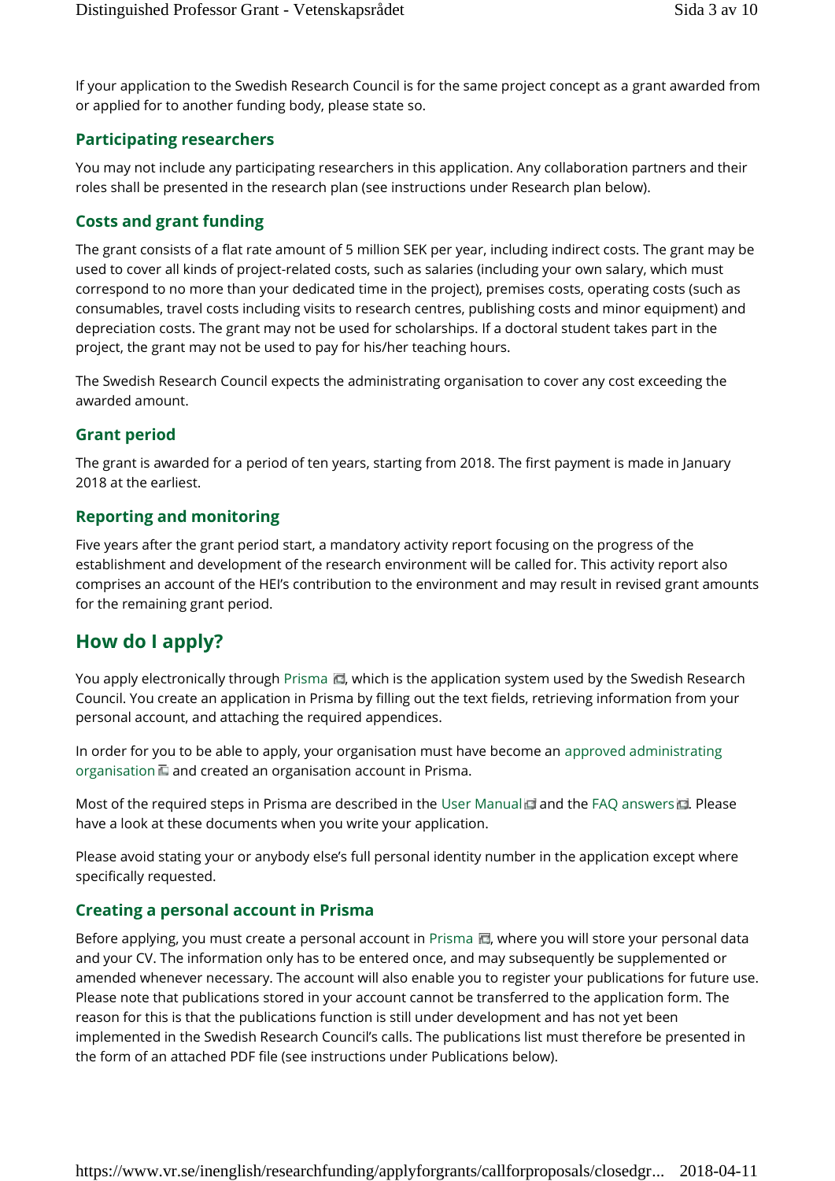If your application to the Swedish Research Council is for the same project concept as a grant awarded from or applied for to another funding body, please state so.

### Participating researchers

You may not include any participating researchers in this application. Any collaboration partners and their roles shall be presented in the research plan (see instructions under Research plan below).

### Costs and grant funding

The grant consists of a flat rate amount of 5 million SEK per year, including indirect costs. The grant may be used to cover all kinds of project-related costs, such as salaries (including your own salary, which must correspond to no more than your dedicated time in the project), premises costs, operating costs (such as consumables, travel costs including visits to research centres, publishing costs and minor equipment) and depreciation costs. The grant may not be used for scholarships. If a doctoral student takes part in the project, the grant may not be used to pay for his/her teaching hours.

The Swedish Research Council expects the administrating organisation to cover any cost exceeding the awarded amount.

### Grant period

The grant is awarded for a period of ten years, starting from 2018. The first payment is made in January 2018 at the earliest.

### Reporting and monitoring

Five years after the grant period start, a mandatory activity report focusing on the progress of the establishment and development of the research environment will be called for. This activity report also comprises an account of the HEI's contribution to the environment and may result in revised grant amounts for the remaining grant period.

## How do I apply?

You apply electronically through Prisma, which is the application system used by the Swedish Research Council. You create an application in Prisma by filling out the text fields, retrieving information from your personal account, and attaching the required appendices.

In order for you to be able to apply, your organisation must have become an approved administrating organisation and created an organisation account in Prisma.

Most of the required steps in Prisma are described in the User Manual and the FAQ answers. Please have a look at these documents when you write your application.

Please avoid stating your or anybody else's full personal identity number in the application except where specifically requested.

### Creating a personal account in Prisma

Before applying, you must create a personal account in Prisma, where you will store your personal data and your CV. The information only has to be entered once, and may subsequently be supplemented or amended whenever necessary. The account will also enable you to register your publications for future use. Please note that publications stored in your account cannot be transferred to the application form. The reason for this is that the publications function is still under development and has not yet been implemented in the Swedish Research Council's calls. The publications list must therefore be presented in the form of an attached PDF file (see instructions under Publications below).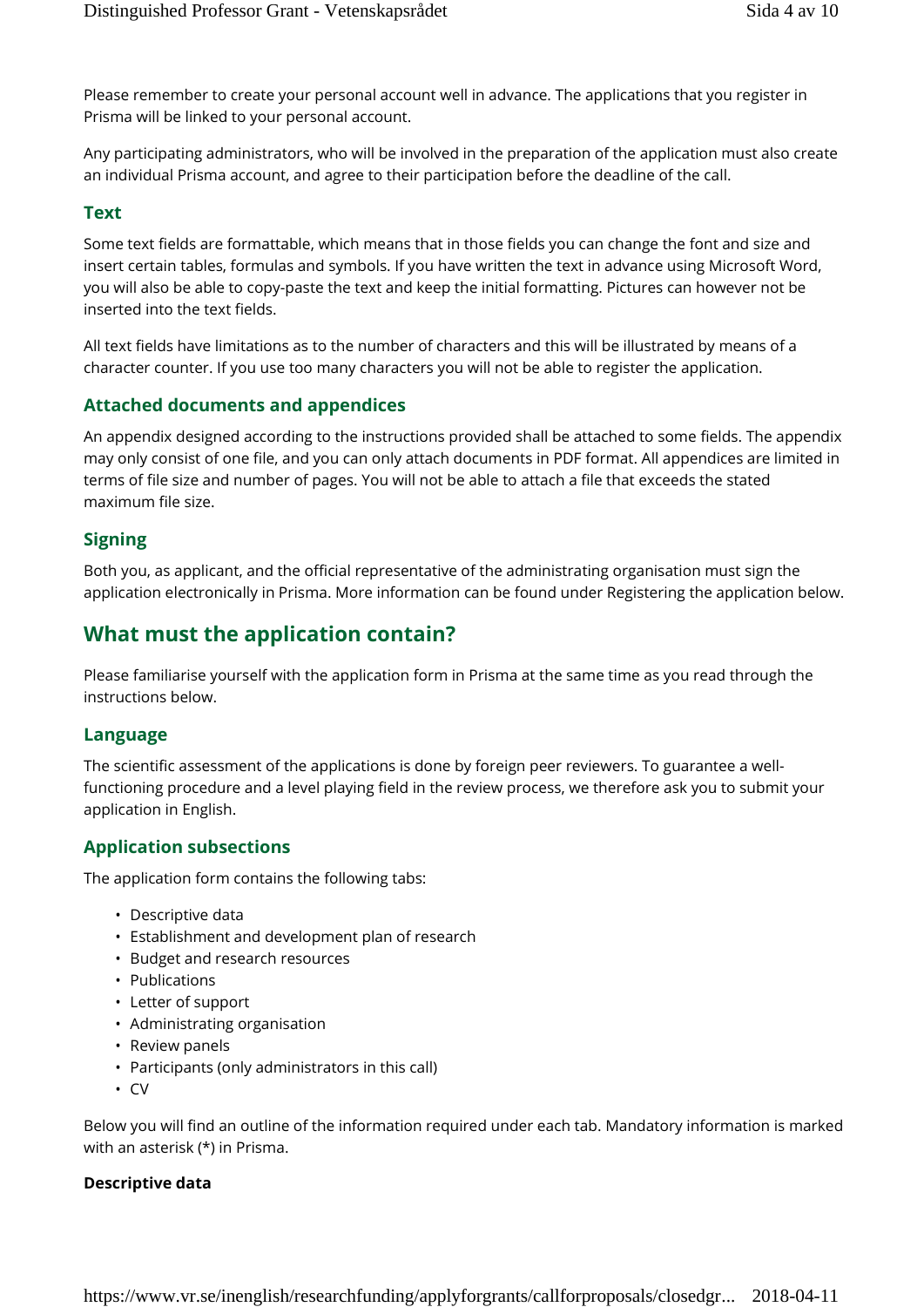Please remember to create your personal account well in advance. The applications that you register in Prisma will be linked to your personal account.

Any participating administrators, who will be involved in the preparation of the application must also create an individual Prisma account, and agree to their participation before the deadline of the call.

### Text

Some text fields are formattable, which means that in those fields you can change the font and size and insert certain tables, formulas and symbols. If you have written the text in advance using Microsoft Word, you will also be able to copy-paste the text and keep the initial formatting. Pictures can however not be inserted into the text fields.

All text fields have limitations as to the number of characters and this will be illustrated by means of a character counter. If you use too many characters you will not be able to register the application.

### Attached documents and appendices

An appendix designed according to the instructions provided shall be attached to some fields. The appendix may only consist of one file, and you can only attach documents in PDF format. All appendices are limited in terms of file size and number of pages. You will not be able to attach a file that exceeds the stated maximum file size.

### Signing

Both you, as applicant, and the official representative of the administrating organisation must sign the application electronically in Prisma. More information can be found under Registering the application below.

## What must the application contain?

Please familiarise yourself with the application form in Prisma at the same time as you read through the instructions below.

### Language

The scientific assessment of the applications is done by foreign peer reviewers. To guarantee a well-functioning procedure and a level playing field in the review process, we therefore ask you to submit your application in English.

### Application subsections

The application form contains the following tabs:

- Descriptive data
- Establishment and development plan of research
- Budget and research resources
- Publications
- Letter of support
- Administrating organisation
- Review panels
- Participants (only administrators in this call)
- CV

Below you will find an outline of the information required under each tab. Mandatory information is marked with an asterisk (*) in Prisma.

**Descriptive data**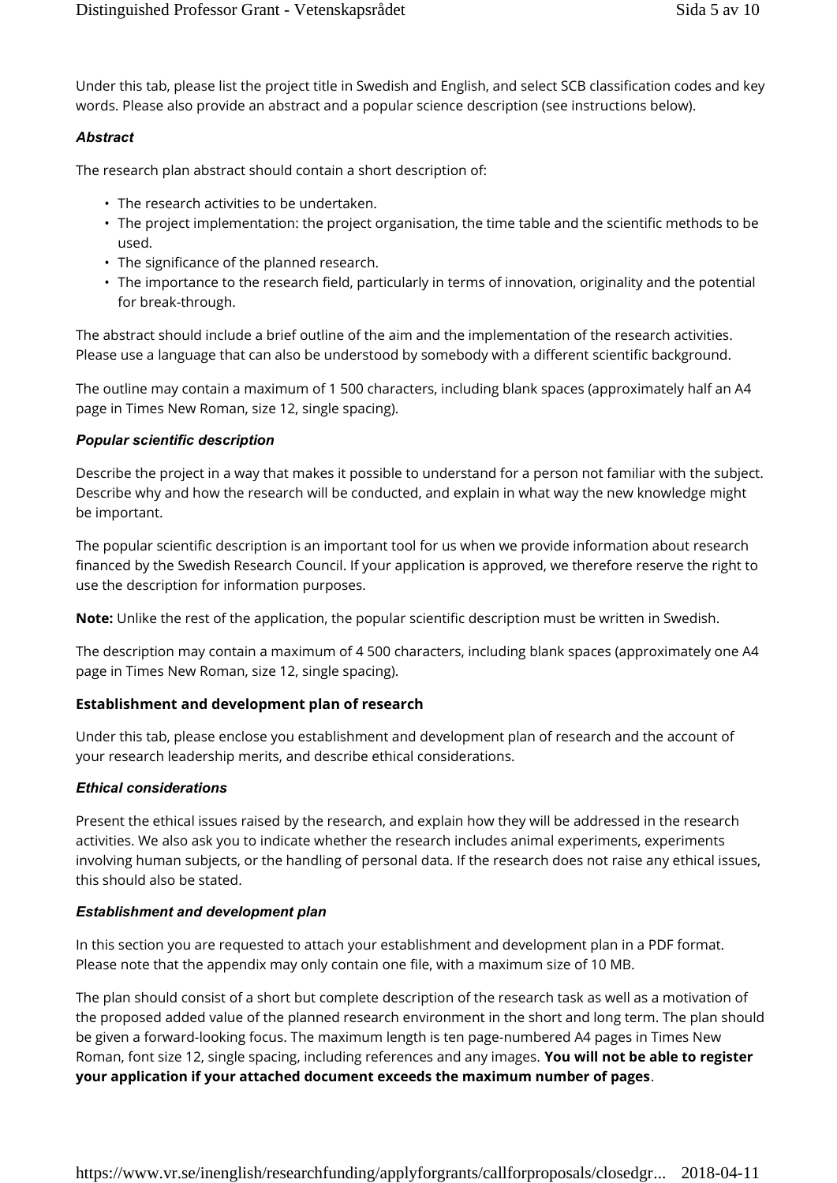Under this tab, please list the project title in Swedish and English, and select SCB classification codes and key words. Please also provide an abstract and a popular science description (see instructions below).

### *Abstract*

The research plan abstract should contain a short description of:

- The research activities to be undertaken.
- The project implementation: the project organisation, the time table and the scientific methods to be used.
- The significance of the planned research.
- The importance to the research field, particularly in terms of innovation, originality and the potential for break-through.

The abstract should include a brief outline of the aim and the implementation of the research activities. Please use a language that can also be understood by somebody with a different scientific background.

The outline may contain a maximum of 1 500 characters, including blank spaces (approximately half an A4 page in Times New Roman, size 12, single spacing).

### *Popular scientific description*

Describe the project in a way that makes it possible to understand for a person not familiar with the subject. Describe why and how the research will be conducted, and explain in what way the new knowledge might be important.

The popular scientific description is an important tool for us when we provide information about research financed by the Swedish Research Council. If your application is approved, we therefore reserve the right to use the description for information purposes.

**Note:** Unlike the rest of the application, the popular scientific description must be written in Swedish.

The description may contain a maximum of 4 500 characters, including blank spaces (approximately one A4 page in Times New Roman, size 12, single spacing).

## Establishment and development plan of research

Under this tab, please enclose you establishment and development plan of research and the account of your research leadership merits, and describe ethical considerations.

### *Ethical considerations*

Present the ethical issues raised by the research, and explain how they will be addressed in the research activities. We also ask you to indicate whether the research includes animal experiments, experiments involving human subjects, or the handling of personal data. If the research does not raise any ethical issues, this should also be stated.

### *Establishment and development plan*

In this section you are requested to attach your establishment and development plan in a PDF format. Please note that the appendix may only contain one file, with a maximum size of 10 MB.

The plan should consist of a short but complete description of the research task as well as a motivation of the proposed added value of the planned research environment in the short and long term. The plan should be given a forward-looking focus. The maximum length is ten page-numbered A4 pages in Times New Roman, font size 12, single spacing, including references and any images. **You will not be able to register your application if your attached document exceeds the maximum number of pages**.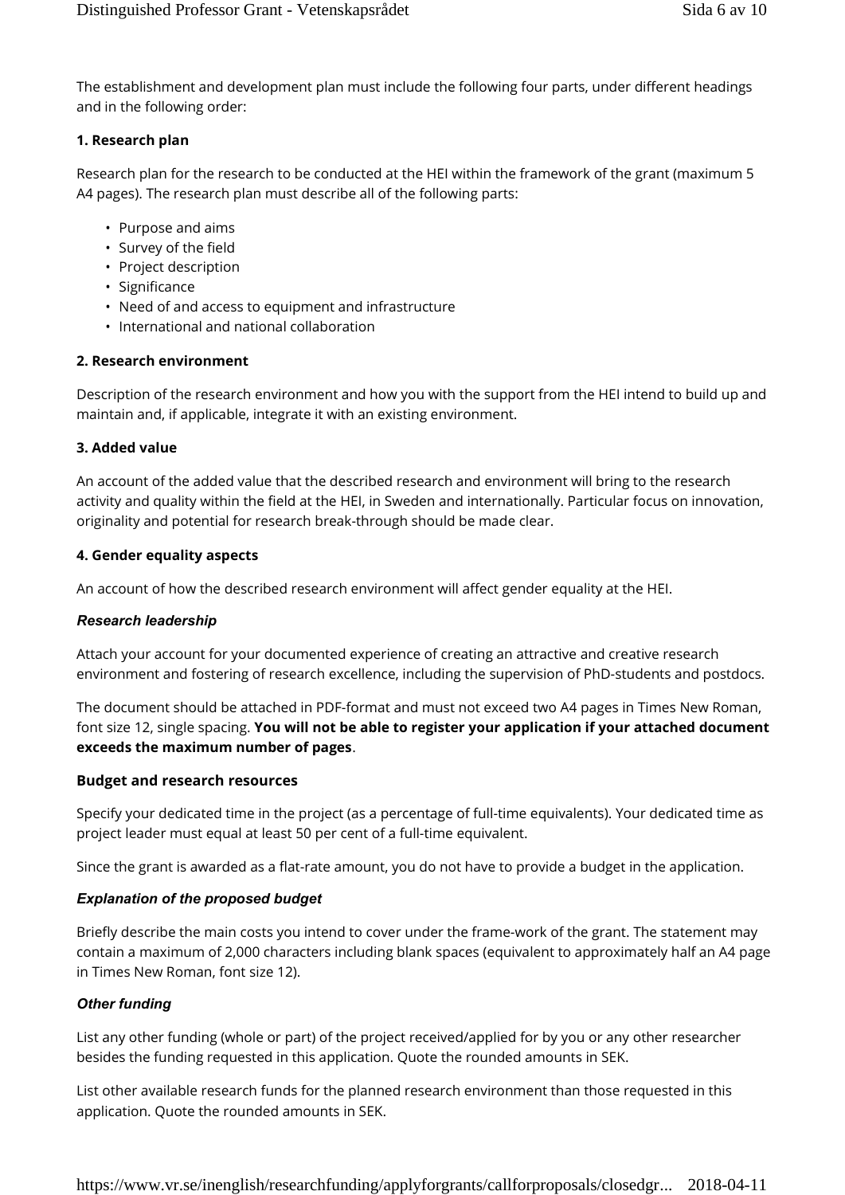The establishment and development plan must include the following four parts, under different headings and in the following order:

**1. Research plan**

Research plan for the research to be conducted at the HEI within the framework of the grant (maximum 5 A4 pages). The research plan must describe all of the following parts:

- Purpose and aims
- Survey of the field
- Project description
- Significance
- Need of and access to equipment and infrastructure
- International and national collaboration

**2. Research environment**

Description of the research environment and how you with the support from the HEI intend to build up and maintain and, if applicable, integrate it with an existing environment.

**3. Added value**

An account of the added value that the described research and environment will bring to the research activity and quality within the field at the HEI, in Sweden and internationally. Particular focus on innovation, originality and potential for research break-through should be made clear.

**4. Gender equality aspects**

An account of how the described research environment will affect gender equality at the HEI.

### *Research leadership*

Attach your account for your documented experience of creating an attractive and creative research environment and fostering of research excellence, including the supervision of PhD-students and postdocs.

The document should be attached in PDF-format and must not exceed two A4 pages in Times New Roman, font size 12, single spacing. **You will not be able to register your application if your attached document exceeds the maximum number of pages**.

### Budget and research resources

Specify your dedicated time in the project (as a percentage of full-time equivalents). Your dedicated time as project leader must equal at least 50 per cent of a full-time equivalent.

Since the grant is awarded as a flat-rate amount, you do not have to provide a budget in the application.

### *Explanation of the proposed budget*

Briefly describe the main costs you intend to cover under the frame-work of the grant. The statement may contain a maximum of 2,000 characters including blank spaces (equivalent to approximately half an A4 page in Times New Roman, font size 12).

### *Other funding*

List any other funding (whole or part) of the project received/applied for by you or any other researcher besides the funding requested in this application. Quote the rounded amounts in SEK.

List other available research funds for the planned research environment than those requested in this application. Quote the rounded amounts in SEK.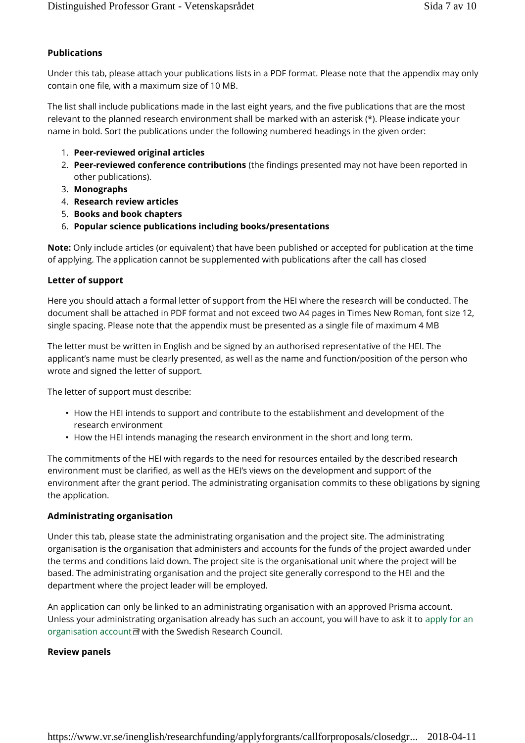### Publications

Under this tab, please attach your publications lists in a PDF format. Please note that the appendix may only contain one file, with a maximum size of 10 MB.

The list shall include publications made in the last eight years, and the five publications that are the most relevant to the planned research environment shall be marked with an asterisk (*). Please indicate your name in bold. Sort the publications under the following numbered headings in the given order:

1. **Peer-reviewed original articles**
2. **Peer-reviewed conference contributions** (the findings presented may not have been reported in other publications).
3. **Monographs**
4. **Research review articles**
5. **Books and book chapters**
6. **Popular science publications including books/presentations**

**Note:** Only include articles (or equivalent) that have been published or accepted for publication at the time of applying. The application cannot be supplemented with publications after the call has closed

### Letter of support

Here you should attach a formal letter of support from the HEI where the research will be conducted. The document shall be attached in PDF format and not exceed two A4 pages in Times New Roman, font size 12, single spacing. Please note that the appendix must be presented as a single file of maximum 4 MB

The letter must be written in English and be signed by an authorised representative of the HEI. The applicant's name must be clearly presented, as well as the name and function/position of the person who wrote and signed the letter of support.

The letter of support must describe:

- How the HEI intends to support and contribute to the establishment and development of the research environment
- How the HEI intends managing the research environment in the short and long term.

The commitments of the HEI with regards to the need for resources entailed by the described research environment must be clarified, as well as the HEI's views on the development and support of the environment after the grant period. The administrating organisation commits to these obligations by signing the application.

### Administrating organisation

Under this tab, please state the administrating organisation and the project site. The administrating organisation is the organisation that administers and accounts for the funds of the project awarded under the terms and conditions laid down. The project site is the organisational unit where the project will be based. The administrating organisation and the project site generally correspond to the HEI and the department where the project leader will be employed.

An application can only be linked to an administrating organisation with an approved Prisma account. Unless your administrating organisation already has such an account, you will have to ask it to apply for an organisation account with the Swedish Research Council.

### Review panels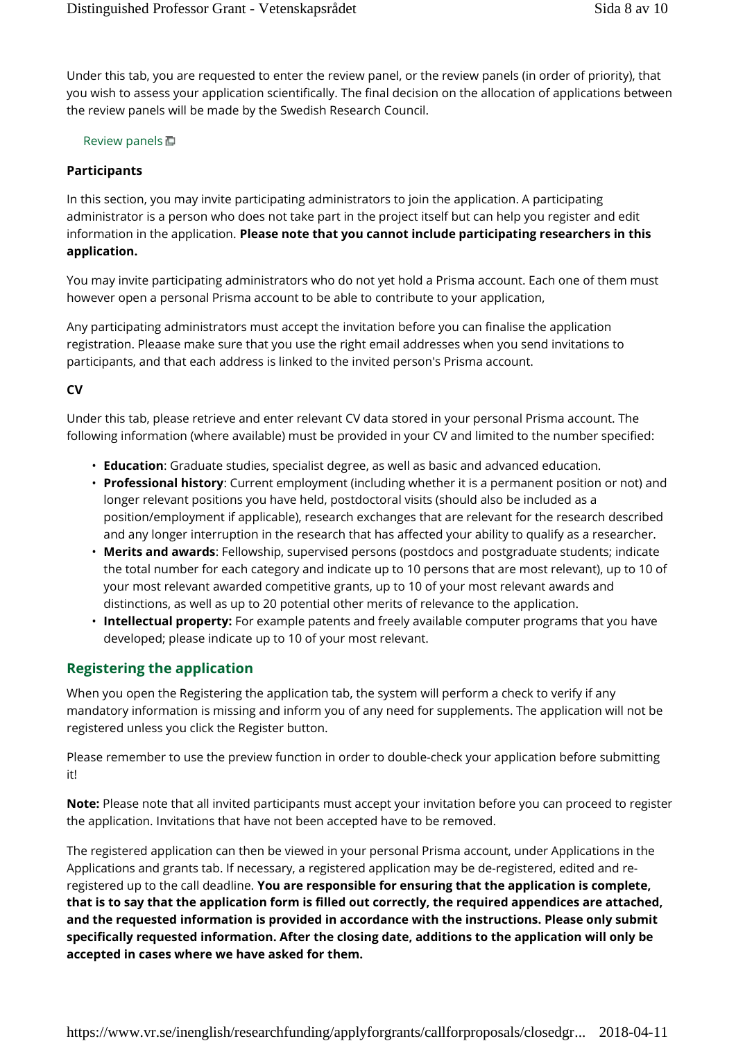Under this tab, you are requested to enter the review panel, or the review panels (in order of priority), that you wish to assess your application scientifically. The final decision on the allocation of applications between the review panels will be made by the Swedish Research Council.

Review panels

**Participants**

In this section, you may invite participating administrators to join the application. A participating administrator is a person who does not take part in the project itself but can help you register and edit information in the application. **Please note that you cannot include participating researchers in this application.**

You may invite participating administrators who do not yet hold a Prisma account. Each one of them must however open a personal Prisma account to be able to contribute to your application,

Any participating administrators must accept the invitation before you can finalise the application registration. Pleaase make sure that you use the right email addresses when you send invitations to participants, and that each address is linked to the invited person's Prisma account.

**CV**

Under this tab, please retrieve and enter relevant CV data stored in your personal Prisma account. The following information (where available) must be provided in your CV and limited to the number specified:

- **Education**: Graduate studies, specialist degree, as well as basic and advanced education.
- **Professional history**: Current employment (including whether it is a permanent position or not) and longer relevant positions you have held, postdoctoral visits (should also be included as a position/employment if applicable), research exchanges that are relevant for the research described and any longer interruption in the research that has affected your ability to qualify as a researcher.
- **Merits and awards**: Fellowship, supervised persons (postdocs and postgraduate students; indicate the total number for each category and indicate up to 10 persons that are most relevant), up to 10 of your most relevant awarded competitive grants, up to 10 of your most relevant awards and distinctions, as well as up to 20 potential other merits of relevance to the application.
- **Intellectual property:** For example patents and freely available computer programs that you have developed; please indicate up to 10 of your most relevant.

## Registering the application

When you open the Registering the application tab, the system will perform a check to verify if any mandatory information is missing and inform you of any need for supplements. The application will not be registered unless you click the Register button.

Please remember to use the preview function in order to double-check your application before submitting it!

**Note:** Please note that all invited participants must accept your invitation before you can proceed to register the application. Invitations that have not been accepted have to be removed.

The registered application can then be viewed in your personal Prisma account, under Applications in the Applications and grants tab. If necessary, a registered application may be de-registered, edited and re-registered up to the call deadline. **You are responsible for ensuring that the application is complete, that is to say that the application form is filled out correctly, the required appendices are attached, and the requested information is provided in accordance with the instructions. Please only submit specifically requested information. After the closing date, additions to the application will only be accepted in cases where we have asked for them.**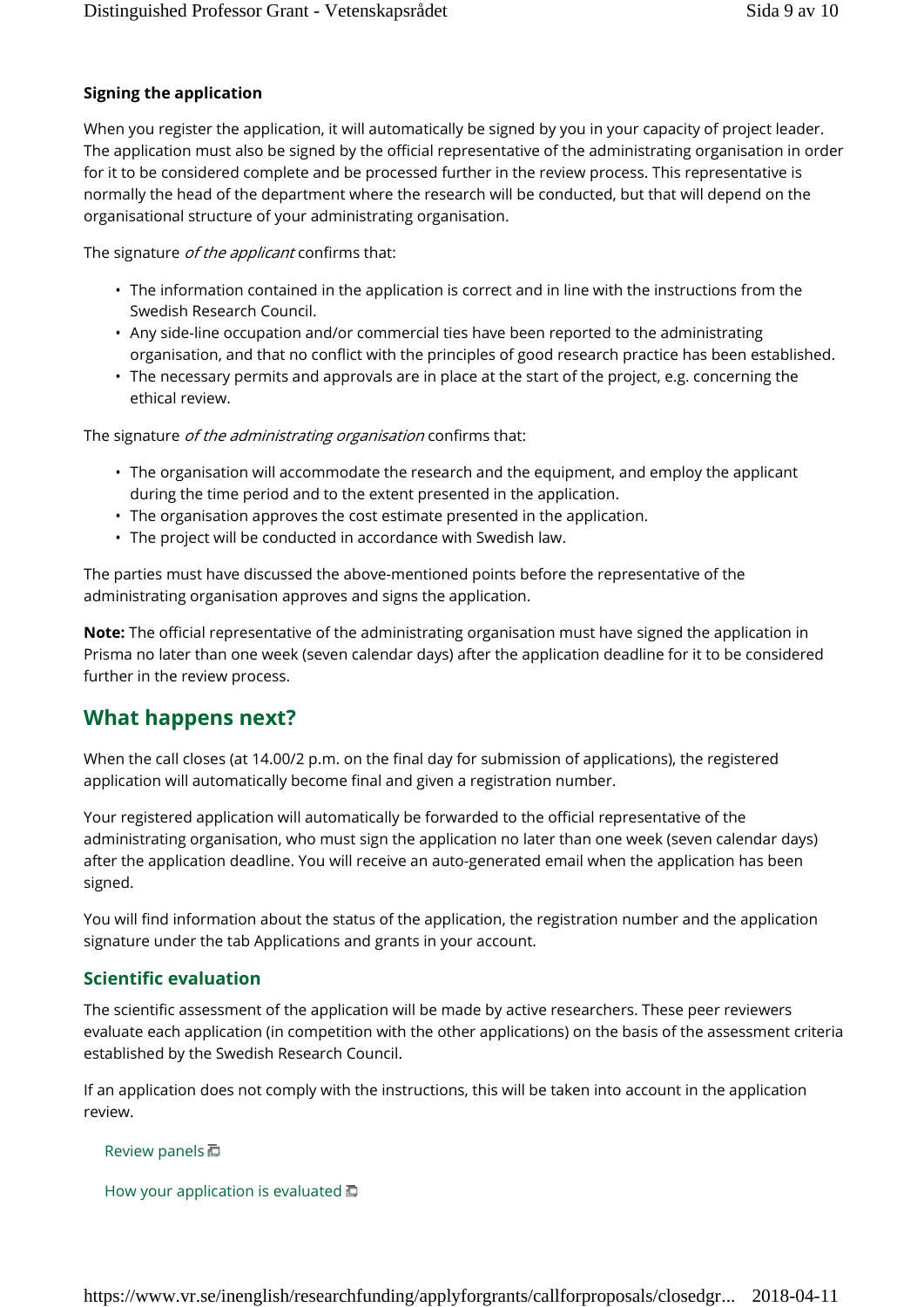#### Signing the application

When you register the application, it will automatically be signed by you in your capacity of project leader. The application must also be signed by the official representative of the administrating organisation in order for it to be considered complete and be processed further in the review process. This representative is normally the head of the department where the research will be conducted, but that will depend on the organisational structure of your administrating organisation.

The signature *of the applicant* confirms that:

- The information contained in the application is correct and in line with the instructions from the Swedish Research Council.
- Any side-line occupation and/or commercial ties have been reported to the administrating organisation, and that no conflict with the principles of good research practice has been established.
- The necessary permits and approvals are in place at the start of the project, e.g. concerning the ethical review.

The signature *of the administrating organisation* confirms that:

- The organisation will accommodate the research and the equipment, and employ the applicant during the time period and to the extent presented in the application.
- The organisation approves the cost estimate presented in the application.
- The project will be conducted in accordance with Swedish law.

The parties must have discussed the above-mentioned points before the representative of the administrating organisation approves and signs the application.

**Note:** The official representative of the administrating organisation must have signed the application in Prisma no later than one week (seven calendar days) after the application deadline for it to be considered further in the review process.

## What happens next?

When the call closes (at 14.00/2 p.m. on the final day for submission of applications), the registered application will automatically become final and given a registration number.

Your registered application will automatically be forwarded to the official representative of the administrating organisation, who must sign the application no later than one week (seven calendar days) after the application deadline. You will receive an auto-generated email when the application has been signed.

You will find information about the status of the application, the registration number and the application signature under the tab Applications and grants in your account.

### Scientific evaluation

The scientific assessment of the application will be made by active researchers. These peer reviewers evaluate each application (in competition with the other applications) on the basis of the assessment criteria established by the Swedish Research Council.

If an application does not comply with the instructions, this will be taken into account in the application review.

Review panels

How your application is evaluated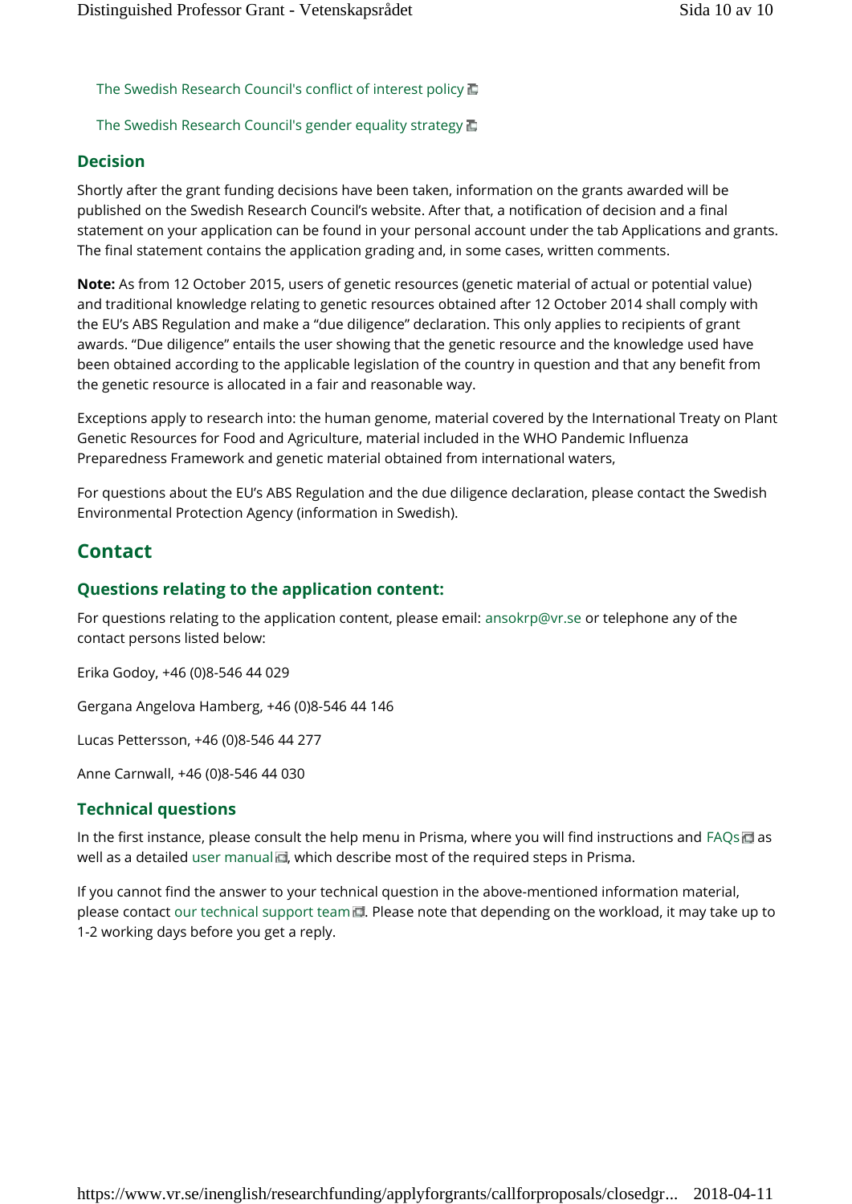The Swedish Research Council's conflict of interest policy

The Swedish Research Council's gender equality strategy

### Decision

Shortly after the grant funding decisions have been taken, information on the grants awarded will be published on the Swedish Research Council's website. After that, a notification of decision and a final statement on your application can be found in your personal account under the tab Applications and grants. The final statement contains the application grading and, in some cases, written comments.

**Note:** As from 12 October 2015, users of genetic resources (genetic material of actual or potential value) and traditional knowledge relating to genetic resources obtained after 12 October 2014 shall comply with the EU's ABS Regulation and make a "due diligence" declaration. This only applies to recipients of grant awards. "Due diligence" entails the user showing that the genetic resource and the knowledge used have been obtained according to the applicable legislation of the country in question and that any benefit from the genetic resource is allocated in a fair and reasonable way.

Exceptions apply to research into: the human genome, material covered by the International Treaty on Plant Genetic Resources for Food and Agriculture, material included in the WHO Pandemic Influenza Preparedness Framework and genetic material obtained from international waters,

For questions about the EU's ABS Regulation and the due diligence declaration, please contact the Swedish Environmental Protection Agency (information in Swedish).

## Contact

### Questions relating to the application content:

For questions relating to the application content, please email: ansokrp@vr.se or telephone any of the contact persons listed below:

Erika Godoy, +46 (0)8-546 44 029

Gergana Angelova Hamberg, +46 (0)8-546 44 146

Lucas Pettersson, +46 (0)8-546 44 277

Anne Carnwall, +46 (0)8-546 44 030

### Technical questions

In the first instance, please consult the help menu in Prisma, where you will find instructions and FAQs as well as a detailed user manual, which describe most of the required steps in Prisma.

If you cannot find the answer to your technical question in the above-mentioned information material, please contact our technical support team. Please note that depending on the workload, it may take up to 1-2 working days before you get a reply.